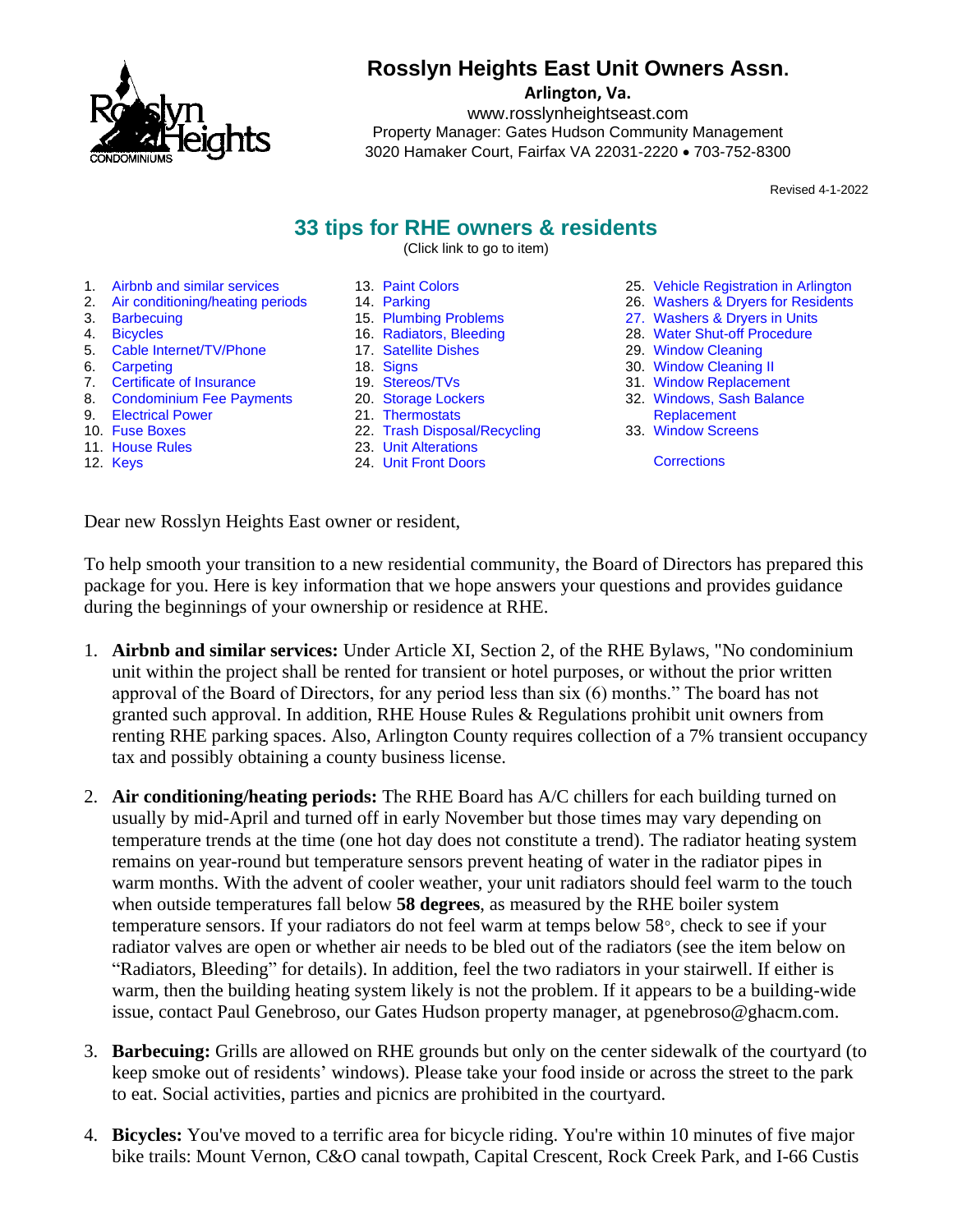# Rosslyn Heights East Unit Owners Assn.

**Arlington, Va.**

www.rosslynheightseast.com

Property Manager: Gates Hudson Community Management

3020 Hamaker Court, Fairfax VA 22031-2220 • 703-752-8300

Revised 4-1-2022

## 33 tips for RHE owners & residents

(Click link to go to item)

1. Airbnb and similar services
2. Air conditioning/heating periods
3. Barbecuing
4. Bicycles
5. Cable Internet/TV/Phone
6. Carpeting
7. Certificate of Insurance
8. Condominium Fee Payments
9. Electrical Power
10. Fuse Boxes
11. House Rules
12. Keys
13. Paint Colors
14. Parking
15. Plumbing Problems
16. Radiators, Bleeding
17. Satellite Dishes
18. Signs
19. Stereos/TVs
20. Storage Lockers
21. Thermostats
22. Trash Disposal/Recycling
23. Unit Alterations
24. Unit Front Doors
25. Vehicle Registration in Arlington
26. Washers & Dryers for Residents
27. Washers & Dryers in Units
28. Water Shut-off Procedure
29. Window Cleaning
30. Window Cleaning II
31. Window Replacement
32. Windows, Sash Balance Replacement
33. Window Screens

Corrections

Dear new Rosslyn Heights East owner or resident,

To help smooth your transition to a new residential community, the Board of Directors has prepared this package for you. Here is key information that we hope answers your questions and provides guidance during the beginnings of your ownership or residence at RHE.

1. **Airbnb and similar services:** Under Article XI, Section 2, of the RHE Bylaws, "No condominium unit within the project shall be rented for transient or hotel purposes, or without the prior written approval of the Board of Directors, for any period less than six (6) months." The board has not granted such approval. In addition, RHE House Rules & Regulations prohibit unit owners from renting RHE parking spaces. Also, Arlington County requires collection of a 7% transient occupancy tax and possibly obtaining a county business license.

2. **Air conditioning/heating periods:** The RHE Board has A/C chillers for each building turned on usually by mid-April and turned off in early November but those times may vary depending on temperature trends at the time (one hot day does not constitute a trend). The radiator heating system remains on year-round but temperature sensors prevent heating of water in the radiator pipes in warm months. With the advent of cooler weather, your unit radiators should feel warm to the touch when outside temperatures fall below **58 degrees**, as measured by the RHE boiler system temperature sensors. If your radiators do not feel warm at temps below 58°, check to see if your radiator valves are open or whether air needs to be bled out of the radiators (see the item below on "Radiators, Bleeding" for details). In addition, feel the two radiators in your stairwell. If either is warm, then the building heating system likely is not the problem. If it appears to be a building-wide issue, contact Paul Genebroso, our Gates Hudson property manager, at pgenebroso@ghacm.com.

3. **Barbecuing:** Grills are allowed on RHE grounds but only on the center sidewalk of the courtyard (to keep smoke out of residents' windows). Please take your food inside or across the street to the park to eat. Social activities, parties and picnics are prohibited in the courtyard.

4. **Bicycles:** You've moved to a terrific area for bicycle riding. You're within 10 minutes of five major bike trails: Mount Vernon, C&O canal towpath, Capital Crescent, Rock Creek Park, and I-66 Custis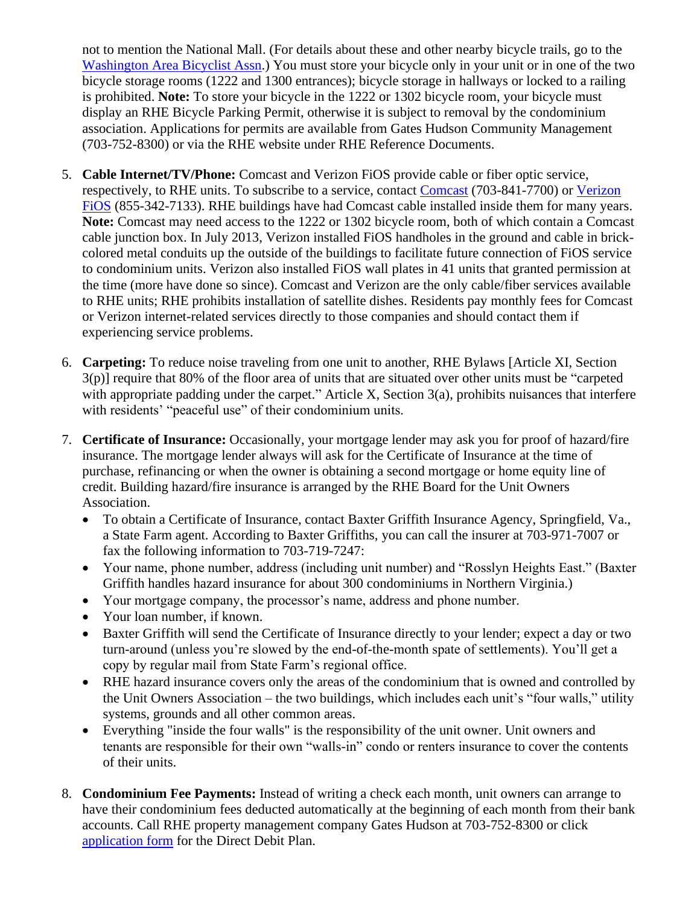not to mention the National Mall. (For details about these and other nearby bicycle trails, go to the Washington Area Bicyclist Assn.) You must store your bicycle only in your unit or in one of the two bicycle storage rooms (1222 and 1300 entrances); bicycle storage in hallways or locked to a railing is prohibited. **Note:** To store your bicycle in the 1222 or 1302 bicycle room, your bicycle must display an RHE Bicycle Parking Permit, otherwise it is subject to removal by the condominium association. Applications for permits are available from Gates Hudson Community Management (703-752-8300) or via the RHE website under RHE Reference Documents.

5. **Cable Internet/TV/Phone:** Comcast and Verizon FiOS provide cable or fiber optic service, respectively, to RHE units. To subscribe to a service, contact Comcast (703-841-7700) or Verizon FiOS (855-342-7133). RHE buildings have had Comcast cable installed inside them for many years. **Note:** Comcast may need access to the 1222 or 1302 bicycle room, both of which contain a Comcast cable junction box. In July 2013, Verizon installed FiOS handholes in the ground and cable in brick-colored metal conduits up the outside of the buildings to facilitate future connection of FiOS service to condominium units. Verizon also installed FiOS wall plates in 41 units that granted permission at the time (more have done so since). Comcast and Verizon are the only cable/fiber services available to RHE units; RHE prohibits installation of satellite dishes. Residents pay monthly fees for Comcast or Verizon internet-related services directly to those companies and should contact them if experiencing service problems.

6. **Carpeting:** To reduce noise traveling from one unit to another, RHE Bylaws [Article XI, Section 3(p)] require that 80% of the floor area of units that are situated over other units must be "carpeted with appropriate padding under the carpet." Article X, Section 3(a), prohibits nuisances that interfere with residents' "peaceful use" of their condominium units.

7. **Certificate of Insurance:** Occasionally, your mortgage lender may ask you for proof of hazard/fire insurance. The mortgage lender always will ask for the Certificate of Insurance at the time of purchase, refinancing or when the owner is obtaining a second mortgage or home equity line of credit. Building hazard/fire insurance is arranged by the RHE Board for the Unit Owners Association.
   - To obtain a Certificate of Insurance, contact Baxter Griffith Insurance Agency, Springfield, Va., a State Farm agent. According to Baxter Griffiths, you can call the insurer at 703-971-7007 or fax the following information to 703-719-7247:
   - Your name, phone number, address (including unit number) and "Rosslyn Heights East." (Baxter Griffith handles hazard insurance for about 300 condominiums in Northern Virginia.)
   - Your mortgage company, the processor's name, address and phone number.
   - Your loan number, if known.
   - Baxter Griffith will send the Certificate of Insurance directly to your lender; expect a day or two turn-around (unless you're slowed by the end-of-the-month spate of settlements). You'll get a copy by regular mail from State Farm's regional office.
   - RHE hazard insurance covers only the areas of the condominium that is owned and controlled by the Unit Owners Association – the two buildings, which includes each unit's "four walls," utility systems, grounds and all other common areas.
   - Everything "inside the four walls" is the responsibility of the unit owner. Unit owners and tenants are responsible for their own "walls-in" condo or renters insurance to cover the contents of their units.

8. **Condominium Fee Payments:** Instead of writing a check each month, unit owners can arrange to have their condominium fees deducted automatically at the beginning of each month from their bank accounts. Call RHE property management company Gates Hudson at 703-752-8300 or click application form for the Direct Debit Plan.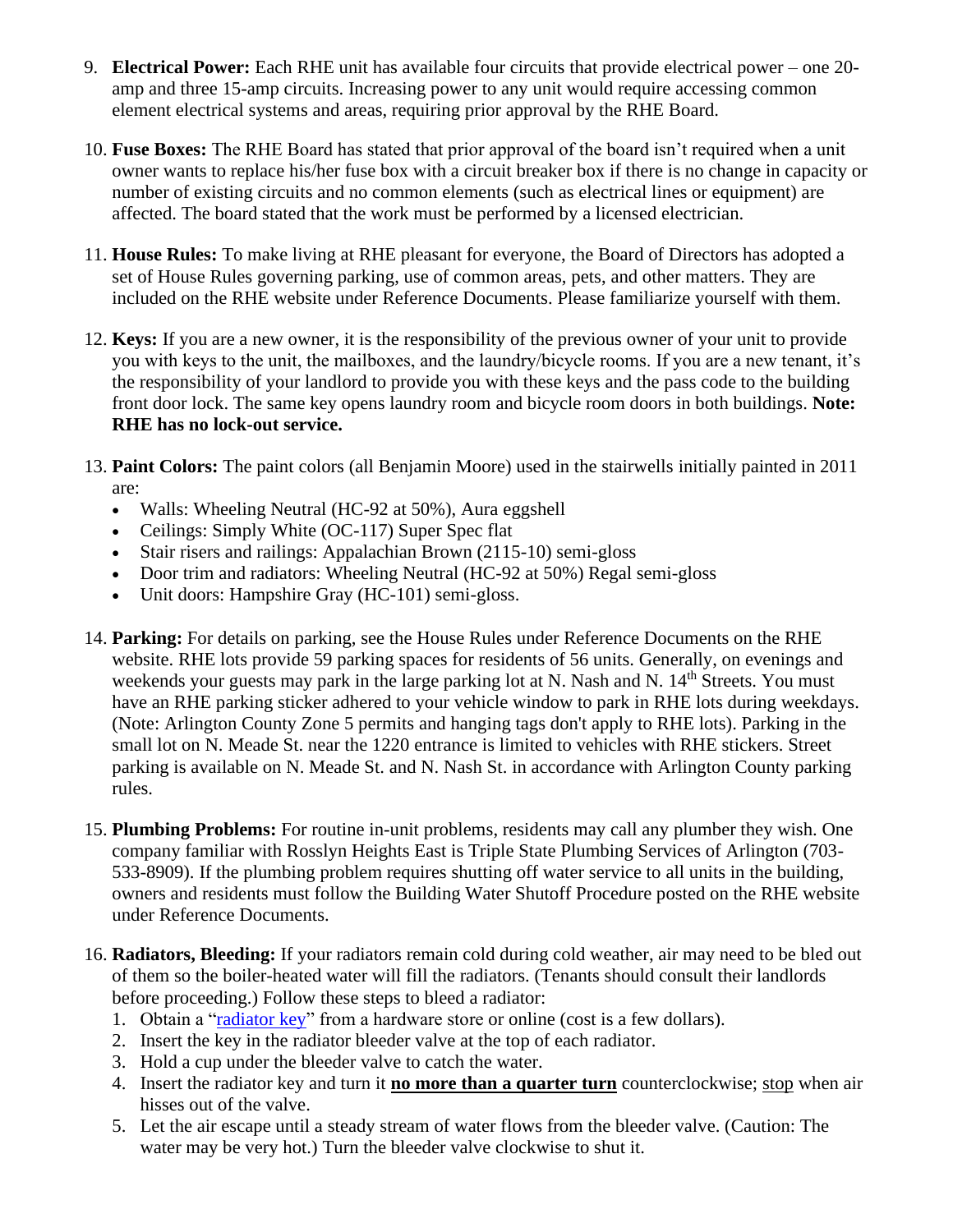9. **Electrical Power:** Each RHE unit has available four circuits that provide electrical power – one 20-amp and three 15-amp circuits. Increasing power to any unit would require accessing common element electrical systems and areas, requiring prior approval by the RHE Board.

10. **Fuse Boxes:** The RHE Board has stated that prior approval of the board isn't required when a unit owner wants to replace his/her fuse box with a circuit breaker box if there is no change in capacity or number of existing circuits and no common elements (such as electrical lines or equipment) are affected. The board stated that the work must be performed by a licensed electrician.

11. **House Rules:** To make living at RHE pleasant for everyone, the Board of Directors has adopted a set of House Rules governing parking, use of common areas, pets, and other matters. They are included on the RHE website under Reference Documents. Please familiarize yourself with them.

12. **Keys:** If you are a new owner, it is the responsibility of the previous owner of your unit to provide you with keys to the unit, the mailboxes, and the laundry/bicycle rooms. If you are a new tenant, it's the responsibility of your landlord to provide you with these keys and the pass code to the building front door lock. The same key opens laundry room and bicycle room doors in both buildings. **Note: RHE has no lock-out service.**

13. **Paint Colors:** The paint colors (all Benjamin Moore) used in the stairwells initially painted in 2011 are:
    - Walls: Wheeling Neutral (HC-92 at 50%), Aura eggshell
    - Ceilings: Simply White (OC-117) Super Spec flat
    - Stair risers and railings: Appalachian Brown (2115-10) semi-gloss
    - Door trim and radiators: Wheeling Neutral (HC-92 at 50%) Regal semi-gloss
    - Unit doors: Hampshire Gray (HC-101) semi-gloss.

14. **Parking:** For details on parking, see the House Rules under Reference Documents on the RHE website. RHE lots provide 59 parking spaces for residents of 56 units. Generally, on evenings and weekends your guests may park in the large parking lot at N. Nash and N. 14th Streets. You must have an RHE parking sticker adhered to your vehicle window to park in RHE lots during weekdays. (Note: Arlington County Zone 5 permits and hanging tags don't apply to RHE lots). Parking in the small lot on N. Meade St. near the 1220 entrance is limited to vehicles with RHE stickers. Street parking is available on N. Meade St. and N. Nash St. in accordance with Arlington County parking rules.

15. **Plumbing Problems:** For routine in-unit problems, residents may call any plumber they wish. One company familiar with Rosslyn Heights East is Triple State Plumbing Services of Arlington (703-533-8909). If the plumbing problem requires shutting off water service to all units in the building, owners and residents must follow the Building Water Shutoff Procedure posted on the RHE website under Reference Documents.

16. **Radiators, Bleeding:** If your radiators remain cold during cold weather, air may need to be bled out of them so the boiler-heated water will fill the radiators. (Tenants should consult their landlords before proceeding.) Follow these steps to bleed a radiator:
    1. Obtain a "radiator key" from a hardware store or online (cost is a few dollars).
    2. Insert the key in the radiator bleeder valve at the top of each radiator.
    3. Hold a cup under the bleeder valve to catch the water.
    4. Insert the radiator key and turn it **no more than a quarter turn** counterclockwise; stop when air hisses out of the valve.
    5. Let the air escape until a steady stream of water flows from the bleeder valve. (Caution: The water may be very hot.) Turn the bleeder valve clockwise to shut it.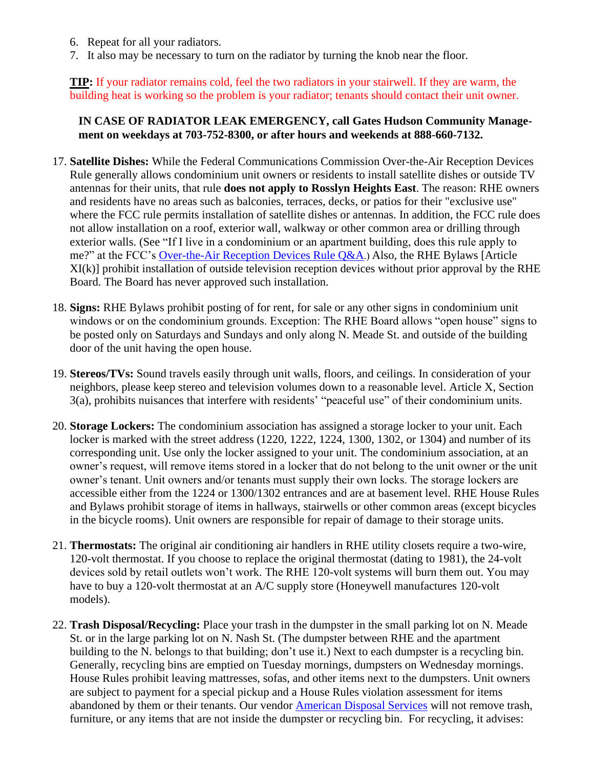6. Repeat for all your radiators.
7. It also may be necessary to turn on the radiator by turning the knob near the floor.

**TIP:** If your radiator remains cold, feel the two radiators in your stairwell. If they are warm, the building heat is working so the problem is your radiator; tenants should contact their unit owner.

**IN CASE OF RADIATOR LEAK EMERGENCY, call Gates Hudson Community Management on weekdays at 703-752-8300, or after hours and weekends at 888-660-7132.**

17. **Satellite Dishes:** While the Federal Communications Commission Over-the-Air Reception Devices Rule generally allows condominium unit owners or residents to install satellite dishes or outside TV antennas for their units, that rule **does not apply to Rosslyn Heights East**. The reason: RHE owners and residents have no areas such as balconies, terraces, decks, or patios for their "exclusive use" where the FCC rule permits installation of satellite dishes or antennas. In addition, the FCC rule does not allow installation on a roof, exterior wall, walkway or other common area or drilling through exterior walls. (See "If I live in a condominium or an apartment building, does this rule apply to me?" at the FCC's Over-the-Air Reception Devices Rule Q&A.) Also, the RHE Bylaws [Article XI(k)] prohibit installation of outside television reception devices without prior approval by the RHE Board. The Board has never approved such installation.

18. **Signs:** RHE Bylaws prohibit posting of for rent, for sale or any other signs in condominium unit windows or on the condominium grounds. Exception: The RHE Board allows "open house" signs to be posted only on Saturdays and Sundays and only along N. Meade St. and outside of the building door of the unit having the open house.

19. **Stereos/TVs:** Sound travels easily through unit walls, floors, and ceilings. In consideration of your neighbors, please keep stereo and television volumes down to a reasonable level. Article X, Section 3(a), prohibits nuisances that interfere with residents' "peaceful use" of their condominium units.

20. **Storage Lockers:** The condominium association has assigned a storage locker to your unit. Each locker is marked with the street address (1220, 1222, 1224, 1300, 1302, or 1304) and number of its corresponding unit. Use only the locker assigned to your unit. The condominium association, at an owner's request, will remove items stored in a locker that do not belong to the unit owner or the unit owner's tenant. Unit owners and/or tenants must supply their own locks. The storage lockers are accessible either from the 1224 or 1300/1302 entrances and are at basement level. RHE House Rules and Bylaws prohibit storage of items in hallways, stairwells or other common areas (except bicycles in the bicycle rooms). Unit owners are responsible for repair of damage to their storage units.

21. **Thermostats:** The original air conditioning air handlers in RHE utility closets require a two-wire, 120-volt thermostat. If you choose to replace the original thermostat (dating to 1981), the 24-volt devices sold by retail outlets won't work. The RHE 120-volt systems will burn them out. You may have to buy a 120-volt thermostat at an A/C supply store (Honeywell manufactures 120-volt models).

22. **Trash Disposal/Recycling:** Place your trash in the dumpster in the small parking lot on N. Meade St. or in the large parking lot on N. Nash St. (The dumpster between RHE and the apartment building to the N. belongs to that building; don't use it.) Next to each dumpster is a recycling bin. Generally, recycling bins are emptied on Tuesday mornings, dumpsters on Wednesday mornings. House Rules prohibit leaving mattresses, sofas, and other items next to the dumpsters. Unit owners are subject to payment for a special pickup and a House Rules violation assessment for items abandoned by them or their tenants. Our vendor American Disposal Services will not remove trash, furniture, or any items that are not inside the dumpster or recycling bin. For recycling, it advises: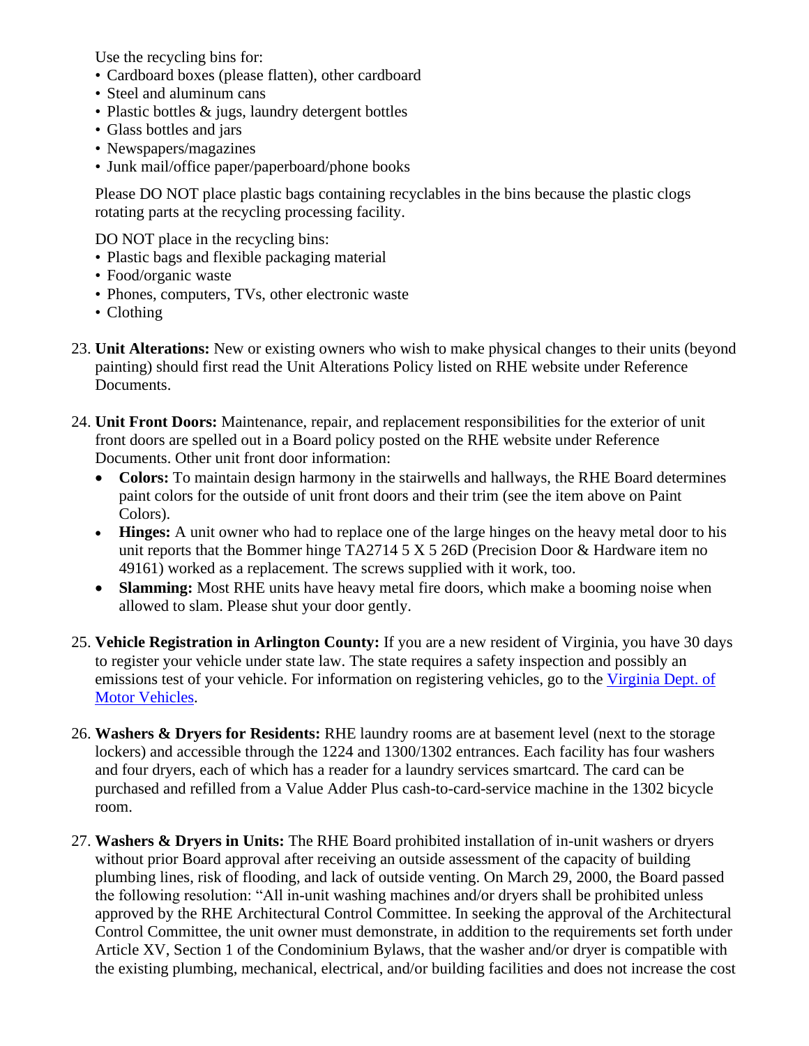Use the recycling bins for:

- Cardboard boxes (please flatten), other cardboard
- Steel and aluminum cans
- Plastic bottles & jugs, laundry detergent bottles
- Glass bottles and jars
- Newspapers/magazines
- Junk mail/office paper/paperboard/phone books

Please DO NOT place plastic bags containing recyclables in the bins because the plastic clogs rotating parts at the recycling processing facility.

DO NOT place in the recycling bins:

- Plastic bags and flexible packaging material
- Food/organic waste
- Phones, computers, TVs, other electronic waste
- Clothing

23. **Unit Alterations:** New or existing owners who wish to make physical changes to their units (beyond painting) should first read the Unit Alterations Policy listed on RHE website under Reference Documents.

24. **Unit Front Doors:** Maintenance, repair, and replacement responsibilities for the exterior of unit front doors are spelled out in a Board policy posted on the RHE website under Reference Documents. Other unit front door information:
    - **Colors:** To maintain design harmony in the stairwells and hallways, the RHE Board determines paint colors for the outside of unit front doors and their trim (see the item above on Paint Colors).
    - **Hinges:** A unit owner who had to replace one of the large hinges on the heavy metal door to his unit reports that the Bommer hinge TA2714 5 X 5 26D (Precision Door & Hardware item no 49161) worked as a replacement. The screws supplied with it work, too.
    - **Slamming:** Most RHE units have heavy metal fire doors, which make a booming noise when allowed to slam. Please shut your door gently.

25. **Vehicle Registration in Arlington County:** If you are a new resident of Virginia, you have 30 days to register your vehicle under state law. The state requires a safety inspection and possibly an emissions test of your vehicle. For information on registering vehicles, go to the Virginia Dept. of Motor Vehicles.

26. **Washers & Dryers for Residents:** RHE laundry rooms are at basement level (next to the storage lockers) and accessible through the 1224 and 1300/1302 entrances. Each facility has four washers and four dryers, each of which has a reader for a laundry services smartcard. The card can be purchased and refilled from a Value Adder Plus cash-to-card-service machine in the 1302 bicycle room.

27. **Washers & Dryers in Units:** The RHE Board prohibited installation of in-unit washers or dryers without prior Board approval after receiving an outside assessment of the capacity of building plumbing lines, risk of flooding, and lack of outside venting. On March 29, 2000, the Board passed the following resolution: "All in-unit washing machines and/or dryers shall be prohibited unless approved by the RHE Architectural Control Committee. In seeking the approval of the Architectural Control Committee, the unit owner must demonstrate, in addition to the requirements set forth under Article XV, Section 1 of the Condominium Bylaws, that the washer and/or dryer is compatible with the existing plumbing, mechanical, electrical, and/or building facilities and does not increase the cost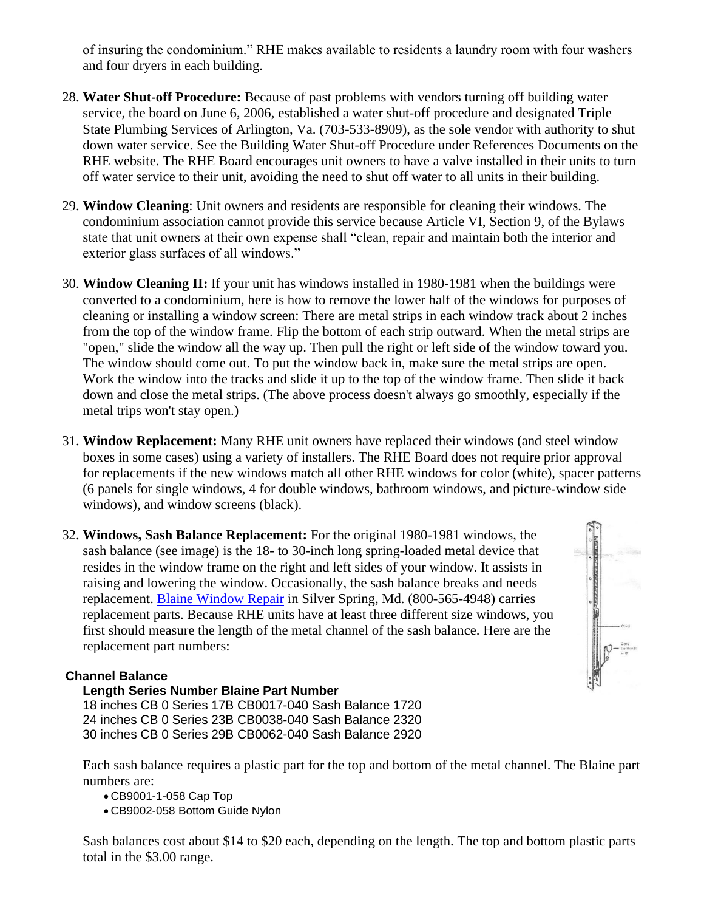of insuring the condominium." RHE makes available to residents a laundry room with four washers and four dryers in each building.

28. **Water Shut-off Procedure:** Because of past problems with vendors turning off building water service, the board on June 6, 2006, established a water shut-off procedure and designated Triple State Plumbing Services of Arlington, Va. (703-533-8909), as the sole vendor with authority to shut down water service. See the Building Water Shut-off Procedure under References Documents on the RHE website. The RHE Board encourages unit owners to have a valve installed in their units to turn off water service to their unit, avoiding the need to shut off water to all units in their building.

29. **Window Cleaning**: Unit owners and residents are responsible for cleaning their windows. The condominium association cannot provide this service because Article VI, Section 9, of the Bylaws state that unit owners at their own expense shall "clean, repair and maintain both the interior and exterior glass surfaces of all windows."

30. **Window Cleaning II:** If your unit has windows installed in 1980-1981 when the buildings were converted to a condominium, here is how to remove the lower half of the windows for purposes of cleaning or installing a window screen: There are metal strips in each window track about 2 inches from the top of the window frame. Flip the bottom of each strip outward. When the metal strips are "open," slide the window all the way up. Then pull the right or left side of the window toward you. The window should come out. To put the window back in, make sure the metal strips are open. Work the window into the tracks and slide it up to the top of the window frame. Then slide it back down and close the metal strips. (The above process doesn't always go smoothly, especially if the metal trips won't stay open.)

31. **Window Replacement:** Many RHE unit owners have replaced their windows (and steel window boxes in some cases) using a variety of installers. The RHE Board does not require prior approval for replacements if the new windows match all other RHE windows for color (white), spacer patterns (6 panels for single windows, 4 for double windows, bathroom windows, and picture-window side windows), and window screens (black).

32. **Windows, Sash Balance Replacement:** For the original 1980-1981 windows, the sash balance (see image) is the 18- to 30-inch long spring-loaded metal device that resides in the window frame on the right and left sides of your window. It assists in raising and lowering the window. Occasionally, the sash balance breaks and needs replacement. [Blaine Window Repair] in Silver Spring, Md. (800-565-4948) carries replacement parts. Because RHE units have at least three different size windows, you first should measure the length of the metal channel of the sash balance. Here are the replacement part numbers:

**Channel Balance**

| Length | Series Number | Blaine Part Number |
|---|---|---|
| 18 inches | CB 0 Series 17B | CB0017-040 Sash Balance 1720 |
| 24 inches | CB 0 Series 23B | CB0038-040 Sash Balance 2320 |
| 30 inches | CB 0 Series 29B | CB0062-040 Sash Balance 2920 |

Each sash balance requires a plastic part for the top and bottom of the metal channel. The Blaine part numbers are:

- CB9001-1-058 Cap Top
- CB9002-058 Bottom Guide Nylon

Sash balances cost about $14 to $20 each, depending on the length. The top and bottom plastic parts total in the $3.00 range.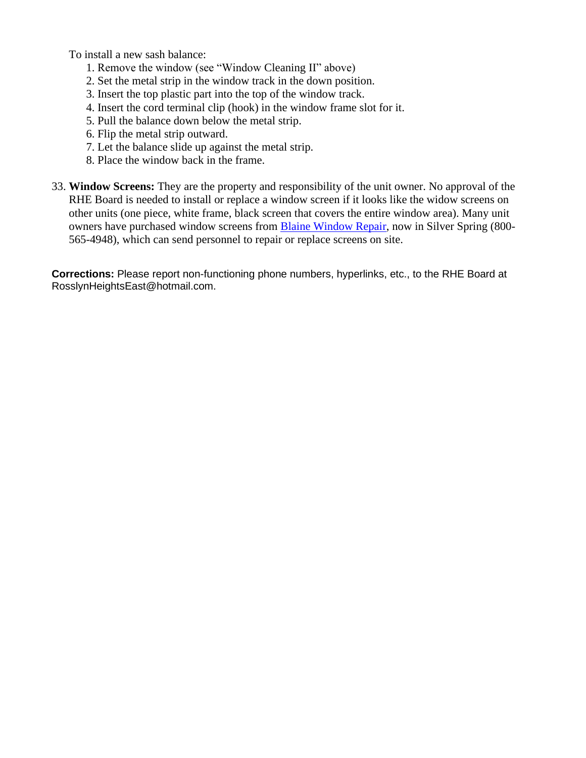To install a new sash balance:

1. Remove the window (see “Window Cleaning II” above)
2. Set the metal strip in the window track in the down position.
3. Insert the top plastic part into the top of the window track.
4. Insert the cord terminal clip (hook) in the window frame slot for it.
5. Pull the balance down below the metal strip.
6. Flip the metal strip outward.
7. Let the balance slide up against the metal strip.
8. Place the window back in the frame.

33. **Window Screens:** They are the property and responsibility of the unit owner. No approval of the RHE Board is needed to install or replace a window screen if it looks like the widow screens on other units (one piece, white frame, black screen that covers the entire window area). Many unit owners have purchased window screens from Blaine Window Repair, now in Silver Spring (800-565-4948), which can send personnel to repair or replace screens on site.

**Corrections:** Please report non-functioning phone numbers, hyperlinks, etc., to the RHE Board at RosslynHeightsEast@hotmail.com.